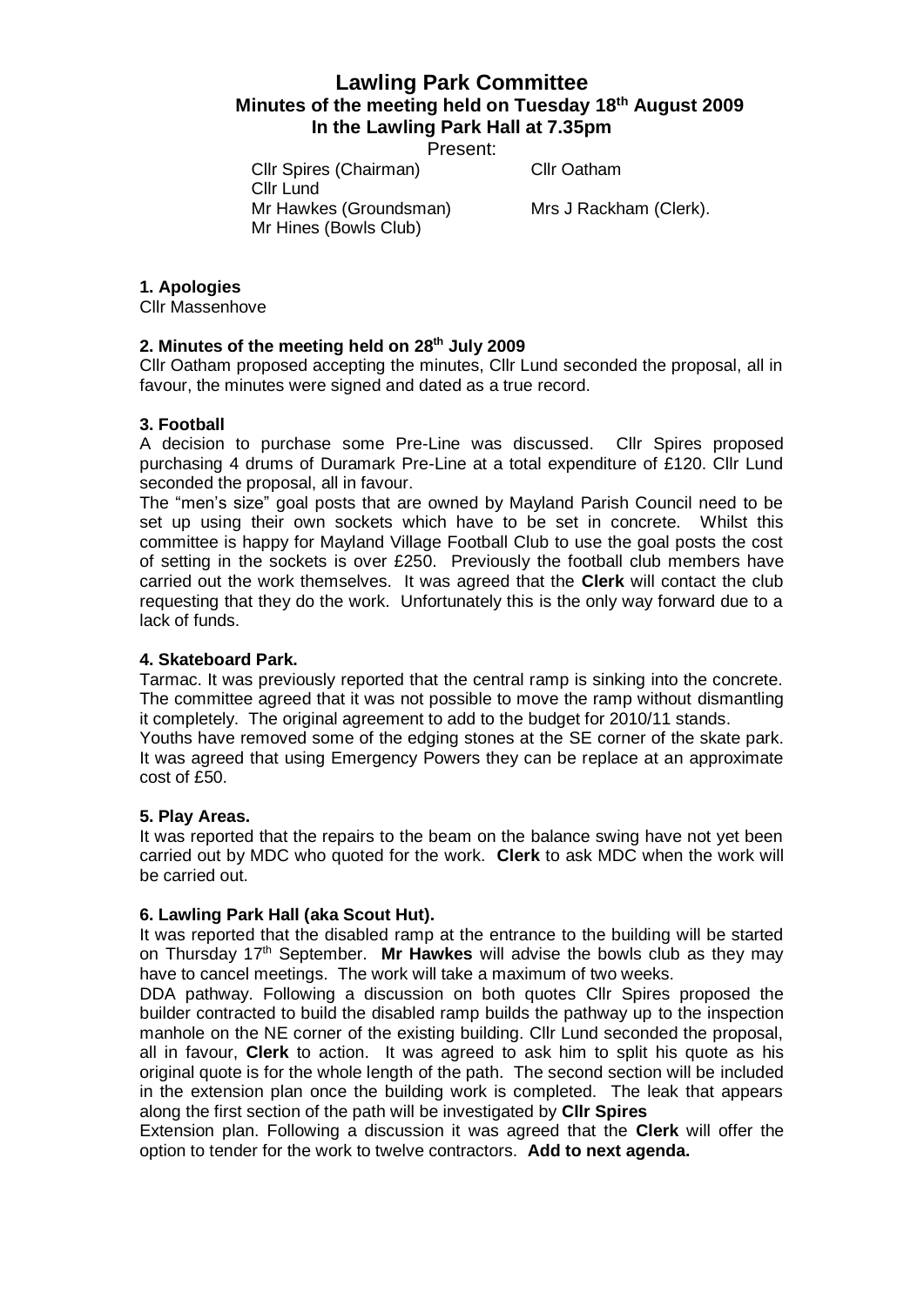# Lawling Park Committee

## Minutes of the meeting held on Tuesday 18th August 2009 In the Lawling Park Hall at 7.35pm

Present:

Cllr Spires (Chairman)
Cllr Oatham
Cllr Lund
Mr Hawkes (Groundsman)
Mrs J Rackham (Clerk).
Mr Hines (Bowls Club)

**1. Apologies**

Cllr Massenhove

**2. Minutes of the meeting held on 28th July 2009**

Cllr Oatham proposed accepting the minutes, Cllr Lund seconded the proposal, all in favour, the minutes were signed and dated as a true record.

**3. Football**

A decision to purchase some Pre-Line was discussed. Cllr Spires proposed purchasing 4 drums of Duramark Pre-Line at a total expenditure of £120. Cllr Lund seconded the proposal, all in favour.

The "men's size" goal posts that are owned by Mayland Parish Council need to be set up using their own sockets which have to be set in concrete. Whilst this committee is happy for Mayland Village Football Club to use the goal posts the cost of setting in the sockets is over £250. Previously the football club members have carried out the work themselves. It was agreed that the **Clerk** will contact the club requesting that they do the work. Unfortunately this is the only way forward due to a lack of funds.

**4. Skateboard Park.**

Tarmac. It was previously reported that the central ramp is sinking into the concrete. The committee agreed that it was not possible to move the ramp without dismantling it completely. The original agreement to add to the budget for 2010/11 stands.

Youths have removed some of the edging stones at the SE corner of the skate park. It was agreed that using Emergency Powers they can be replace at an approximate cost of £50.

**5. Play Areas.**

It was reported that the repairs to the beam on the balance swing have not yet been carried out by MDC who quoted for the work. **Clerk** to ask MDC when the work will be carried out.

**6. Lawling Park Hall (aka Scout Hut).**

It was reported that the disabled ramp at the entrance to the building will be started on Thursday 17th September. **Mr Hawkes** will advise the bowls club as they may have to cancel meetings. The work will take a maximum of two weeks.

DDA pathway. Following a discussion on both quotes Cllr Spires proposed the builder contracted to build the disabled ramp builds the pathway up to the inspection manhole on the NE corner of the existing building. Cllr Lund seconded the proposal, all in favour, **Clerk** to action. It was agreed to ask him to split his quote as his original quote is for the whole length of the path. The second section will be included in the extension plan once the building work is completed. The leak that appears along the first section of the path will be investigated by **Cllr Spires**

Extension plan. Following a discussion it was agreed that the **Clerk** will offer the option to tender for the work to twelve contractors. **Add to next agenda.**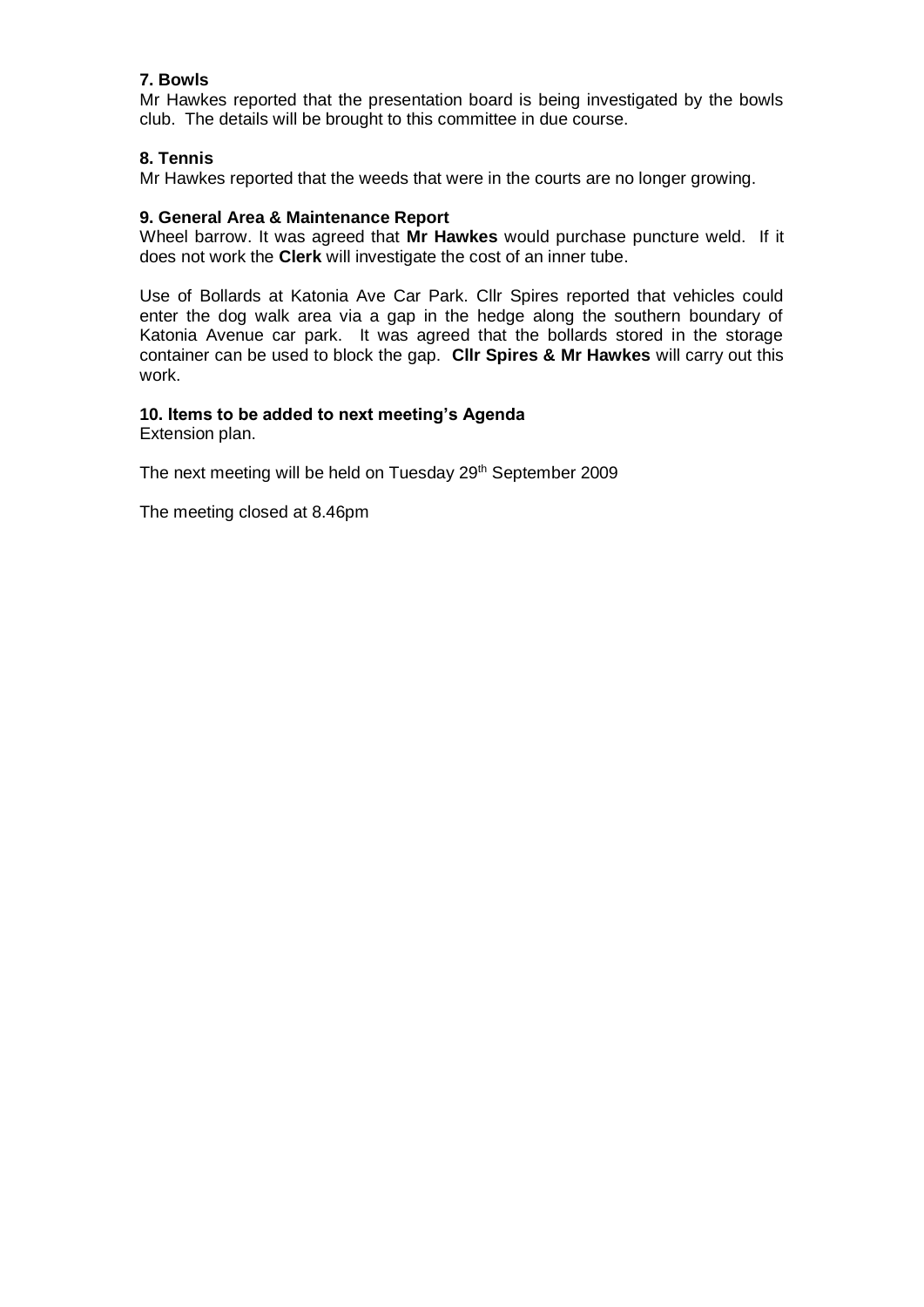**7. Bowls**

Mr Hawkes reported that the presentation board is being investigated by the bowls club. The details will be brought to this committee in due course.

**8. Tennis**

Mr Hawkes reported that the weeds that were in the courts are no longer growing.

**9. General Area & Maintenance Report**

Wheel barrow. It was agreed that **Mr Hawkes** would purchase puncture weld. If it does not work the **Clerk** will investigate the cost of an inner tube.

Use of Bollards at Katonia Ave Car Park. Cllr Spires reported that vehicles could enter the dog walk area via a gap in the hedge along the southern boundary of Katonia Avenue car park. It was agreed that the bollards stored in the storage container can be used to block the gap. **Cllr Spires & Mr Hawkes** will carry out this work.

**10. Items to be added to next meeting's Agenda**

Extension plan.

The next meeting will be held on Tuesday 29th September 2009

The meeting closed at 8.46pm